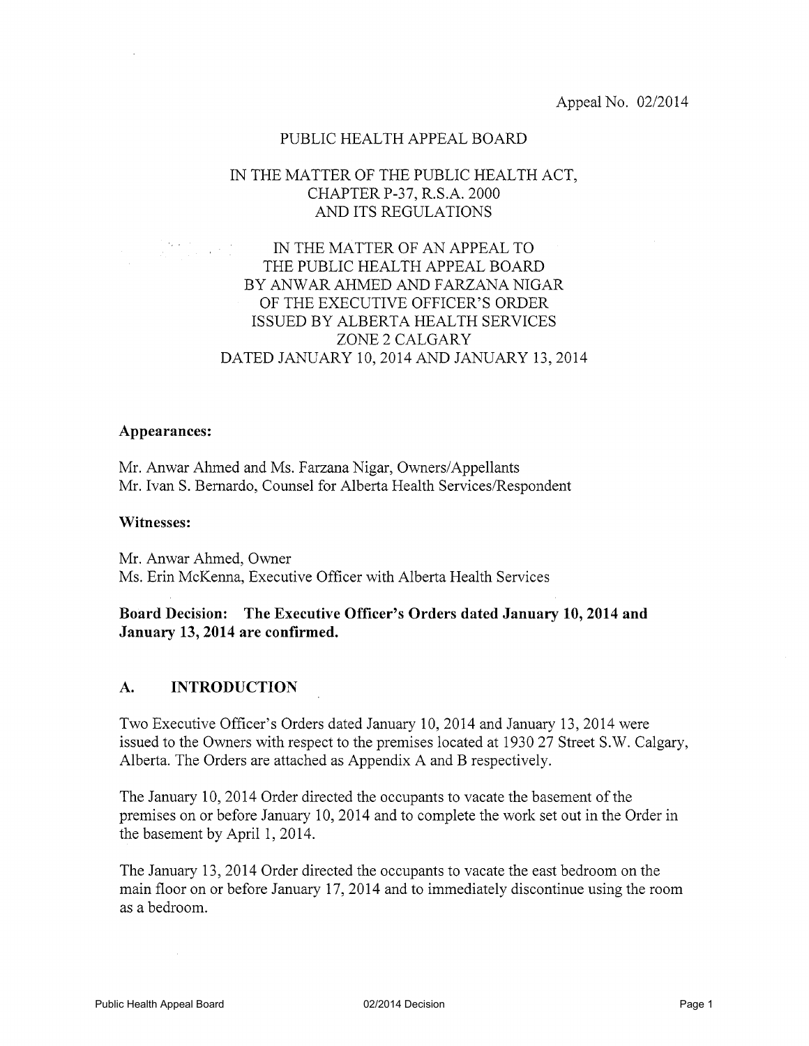Appeal No. 02/2014

PUBLIC HEALTH APPEAL BOARD

IN THE MATTER OF THE PUBLIC HEALTH ACT,
CHAPTER P-37, R.S.A. 2000
AND ITS REGULATIONS

IN THE MATTER OF AN APPEAL TO
THE PUBLIC HEALTH APPEAL BOARD
BY ANWAR AHMED AND FARZANA NIGAR
OF THE EXECUTIVE OFFICER'S ORDER
ISSUED BY ALBERTA HEALTH SERVICES
ZONE 2 CALGARY
DATED JANUARY 10, 2014 AND JANUARY 13, 2014

**Appearances:**

Mr. Anwar Ahmed and Ms. Farzana Nigar, Owners/Appellants
Mr. Ivan S. Bernardo, Counsel for Alberta Health Services/Respondent

**Witnesses:**

Mr. Anwar Ahmed, Owner
Ms. Erin McKenna, Executive Officer with Alberta Health Services

**Board Decision: The Executive Officer's Orders dated January 10, 2014 and January 13, 2014 are confirmed.**

## A. INTRODUCTION

Two Executive Officer's Orders dated January 10, 2014 and January 13, 2014 were issued to the Owners with respect to the premises located at 1930 27 Street S.W. Calgary, Alberta. The Orders are attached as Appendix A and B respectively.

The January 10, 2014 Order directed the occupants to vacate the basement of the premises on or before January 10, 2014 and to complete the work set out in the Order in the basement by April 1, 2014.

The January 13, 2014 Order directed the occupants to vacate the east bedroom on the main floor on or before January 17, 2014 and to immediately discontinue using the room as a bedroom.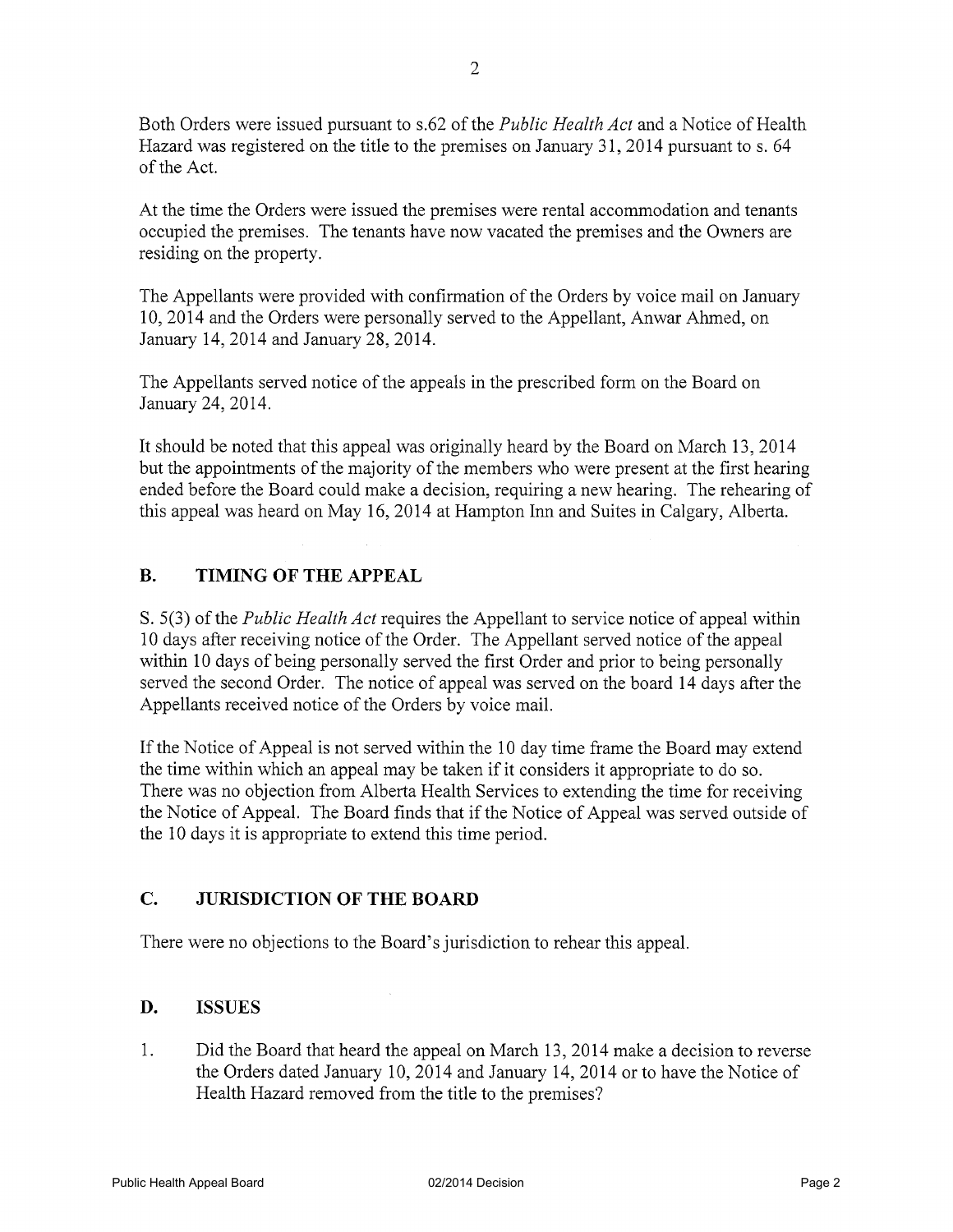Both Orders were issued pursuant to s.62 of the *Public Health Act* and a Notice of Health Hazard was registered on the title to the premises on January 31, 2014 pursuant to s. 64 of the Act.

At the time the Orders were issued the premises were rental accommodation and tenants occupied the premises. The tenants have now vacated the premises and the Owners are residing on the property.

The Appellants were provided with confirmation of the Orders by voice mail on January 10, 2014 and the Orders were personally served to the Appellant, Anwar Ahmed, on January 14, 2014 and January 28, 2014.

The Appellants served notice of the appeals in the prescribed form on the Board on January 24, 2014.

It should be noted that this appeal was originally heard by the Board on March 13, 2014 but the appointments of the majority of the members who were present at the first hearing ended before the Board could make a decision, requiring a new hearing. The rehearing of this appeal was heard on May 16, 2014 at Hampton Inn and Suites in Calgary, Alberta.

## B. TIMING OF THE APPEAL

S. 5(3) of the *Public Health Act* requires the Appellant to service notice of appeal within 10 days after receiving notice of the Order. The Appellant served notice of the appeal within 10 days of being personally served the first Order and prior to being personally served the second Order. The notice of appeal was served on the board 14 days after the Appellants received notice of the Orders by voice mail.

If the Notice of Appeal is not served within the 10 day time frame the Board may extend the time within which an appeal may be taken if it considers it appropriate to do so. There was no objection from Alberta Health Services to extending the time for receiving the Notice of Appeal. The Board finds that if the Notice of Appeal was served outside of the 10 days it is appropriate to extend this time period.

## C. JURISDICTION OF THE BOARD

There were no objections to the Board's jurisdiction to rehear this appeal.

## D. ISSUES

1. Did the Board that heard the appeal on March 13, 2014 make a decision to reverse the Orders dated January 10, 2014 and January 14, 2014 or to have the Notice of Health Hazard removed from the title to the premises?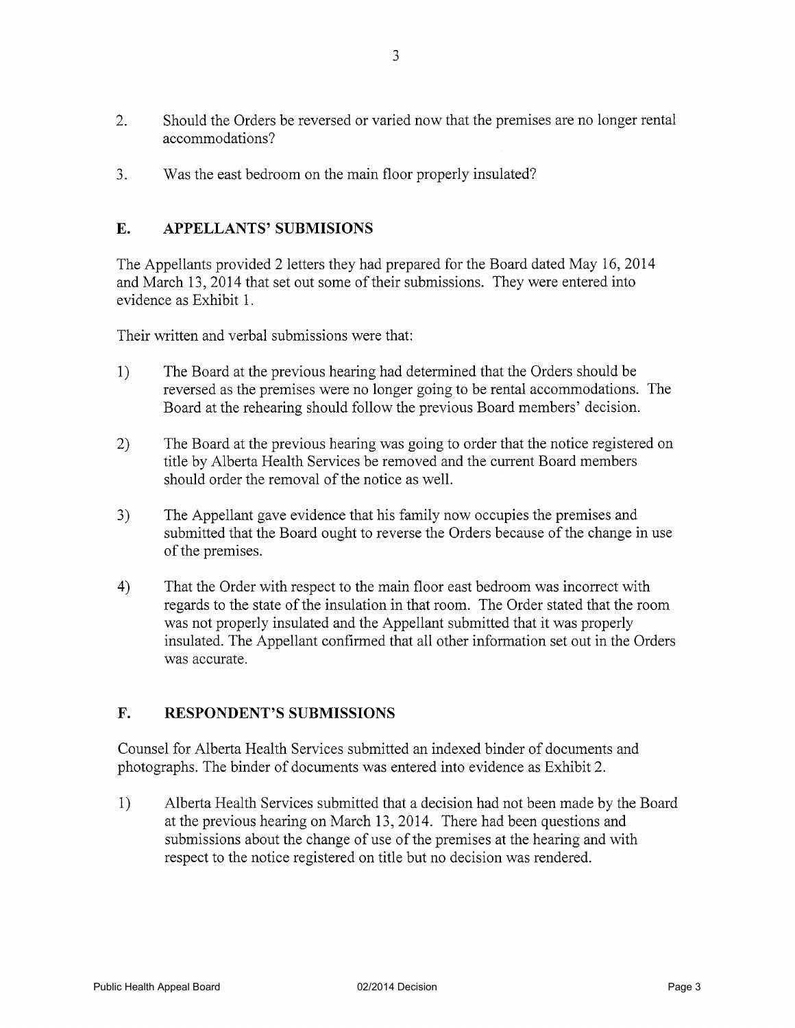2. Should the Orders be reversed or varied now that the premises are no longer rental accommodations?

3. Was the east bedroom on the main floor properly insulated?

## E. APPELLANTS' SUBMISIONS

The Appellants provided 2 letters they had prepared for the Board dated May 16, 2014 and March 13, 2014 that set out some of their submissions. They were entered into evidence as Exhibit 1.

Their written and verbal submissions were that:

1) The Board at the previous hearing had determined that the Orders should be reversed as the premises were no longer going to be rental accommodations. The Board at the rehearing should follow the previous Board members' decision.

2) The Board at the previous hearing was going to order that the notice registered on title by Alberta Health Services be removed and the current Board members should order the removal of the notice as well.

3) The Appellant gave evidence that his family now occupies the premises and submitted that the Board ought to reverse the Orders because of the change in use of the premises.

4) That the Order with respect to the main floor east bedroom was incorrect with regards to the state of the insulation in that room. The Order stated that the room was not properly insulated and the Appellant submitted that it was properly insulated. The Appellant confirmed that all other information set out in the Orders was accurate.

## F. RESPONDENT'S SUBMISSIONS

Counsel for Alberta Health Services submitted an indexed binder of documents and photographs. The binder of documents was entered into evidence as Exhibit 2.

1) Alberta Health Services submitted that a decision had not been made by the Board at the previous hearing on March 13, 2014. There had been questions and submissions about the change of use of the premises at the hearing and with respect to the notice registered on title but no decision was rendered.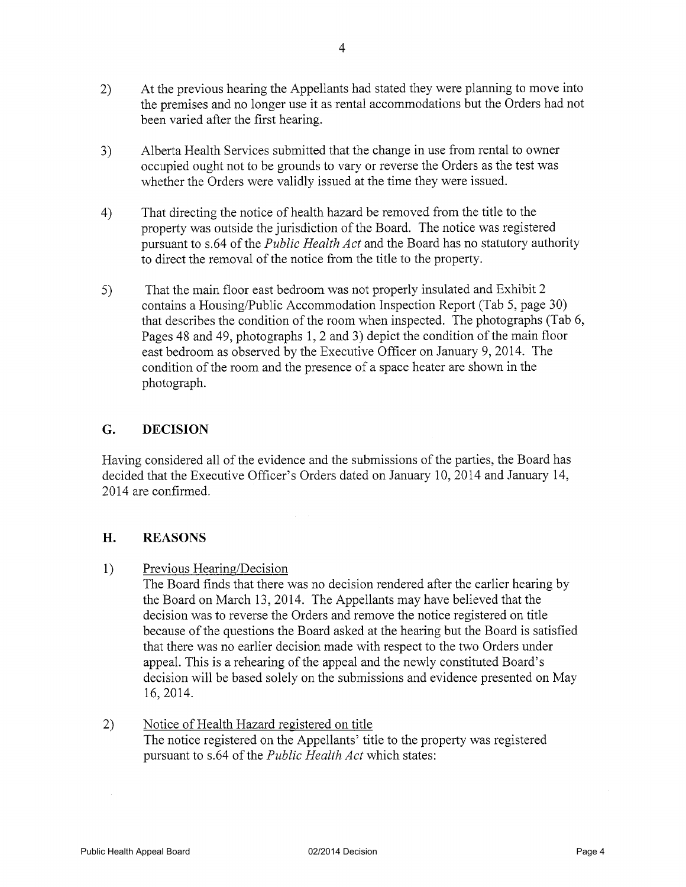2) At the previous hearing the Appellants had stated they were planning to move into the premises and no longer use it as rental accommodations but the Orders had not been varied after the first hearing.

3) Alberta Health Services submitted that the change in use from rental to owner occupied ought not to be grounds to vary or reverse the Orders as the test was whether the Orders were validly issued at the time they were issued.

4) That directing the notice of health hazard be removed from the title to the property was outside the jurisdiction of the Board. The notice was registered pursuant to s.64 of the *Public Health Act* and the Board has no statutory authority to direct the removal of the notice from the title to the property.

5) That the main floor east bedroom was not properly insulated and Exhibit 2 contains a Housing/Public Accommodation Inspection Report (Tab 5, page 30) that describes the condition of the room when inspected. The photographs (Tab 6, Pages 48 and 49, photographs 1, 2 and 3) depict the condition of the main floor east bedroom as observed by the Executive Officer on January 9, 2014. The condition of the room and the presence of a space heater are shown in the photograph.

## G. DECISION

Having considered all of the evidence and the submissions of the parties, the Board has decided that the Executive Officer's Orders dated on January 10, 2014 and January 14, 2014 are confirmed.

## H. REASONS

1) <u>Previous Hearing/Decision</u>
   The Board finds that there was no decision rendered after the earlier hearing by the Board on March 13, 2014. The Appellants may have believed that the decision was to reverse the Orders and remove the notice registered on title because of the questions the Board asked at the hearing but the Board is satisfied that there was no earlier decision made with respect to the two Orders under appeal. This is a rehearing of the appeal and the newly constituted Board's decision will be based solely on the submissions and evidence presented on May 16, 2014.

2) <u>Notice of Health Hazard registered on title</u>
   The notice registered on the Appellants' title to the property was registered pursuant to s.64 of the *Public Health Act* which states: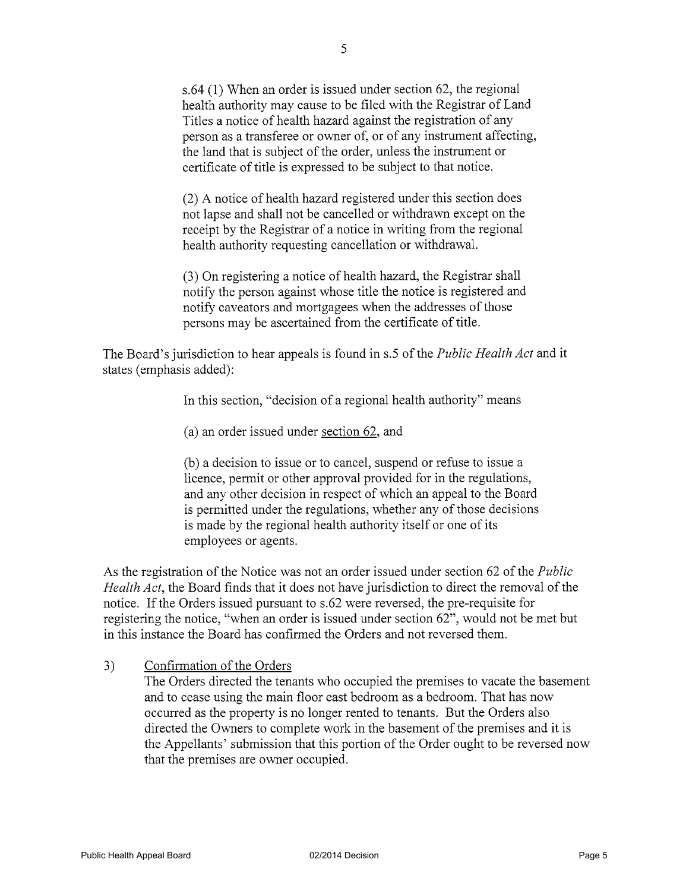> s.64 (1) When an order is issued under section 62, the regional health authority may cause to be filed with the Registrar of Land Titles a notice of health hazard against the registration of any person as a transferee or owner of, or of any instrument affecting, the land that is subject of the order, unless the instrument or certificate of title is expressed to be subject to that notice.
>
> (2) A notice of health hazard registered under this section does not lapse and shall not be cancelled or withdrawn except on the receipt by the Registrar of a notice in writing from the regional health authority requesting cancellation or withdrawal.
>
> (3) On registering a notice of health hazard, the Registrar shall notify the person against whose title the notice is registered and notify caveators and mortgagees when the addresses of those persons may be ascertained from the certificate of title.

The Board's jurisdiction to hear appeals is found in s.5 of the *Public Health Act* and it states (emphasis added):

> In this section, "decision of a regional health authority" means
>
> (a) an order issued under <u>section 62</u>, and
>
> (b) a decision to issue or to cancel, suspend or refuse to issue a licence, permit or other approval provided for in the regulations, and any other decision in respect of which an appeal to the Board is permitted under the regulations, whether any of those decisions is made by the regional health authority itself or one of its employees or agents.

As the registration of the Notice was not an order issued under section 62 of the *Public Health Act*, the Board finds that it does not have jurisdiction to direct the removal of the notice. If the Orders issued pursuant to s.62 were reversed, the pre-requisite for registering the notice, "when an order is issued under section 62", would not be met but in this instance the Board has confirmed the Orders and not reversed them.

3) <u>Confirmation of the Orders</u>

The Orders directed the tenants who occupied the premises to vacate the basement and to cease using the main floor east bedroom as a bedroom. That has now occurred as the property is no longer rented to tenants. But the Orders also directed the Owners to complete work in the basement of the premises and it is the Appellants' submission that this portion of the Order ought to be reversed now that the premises are owner occupied.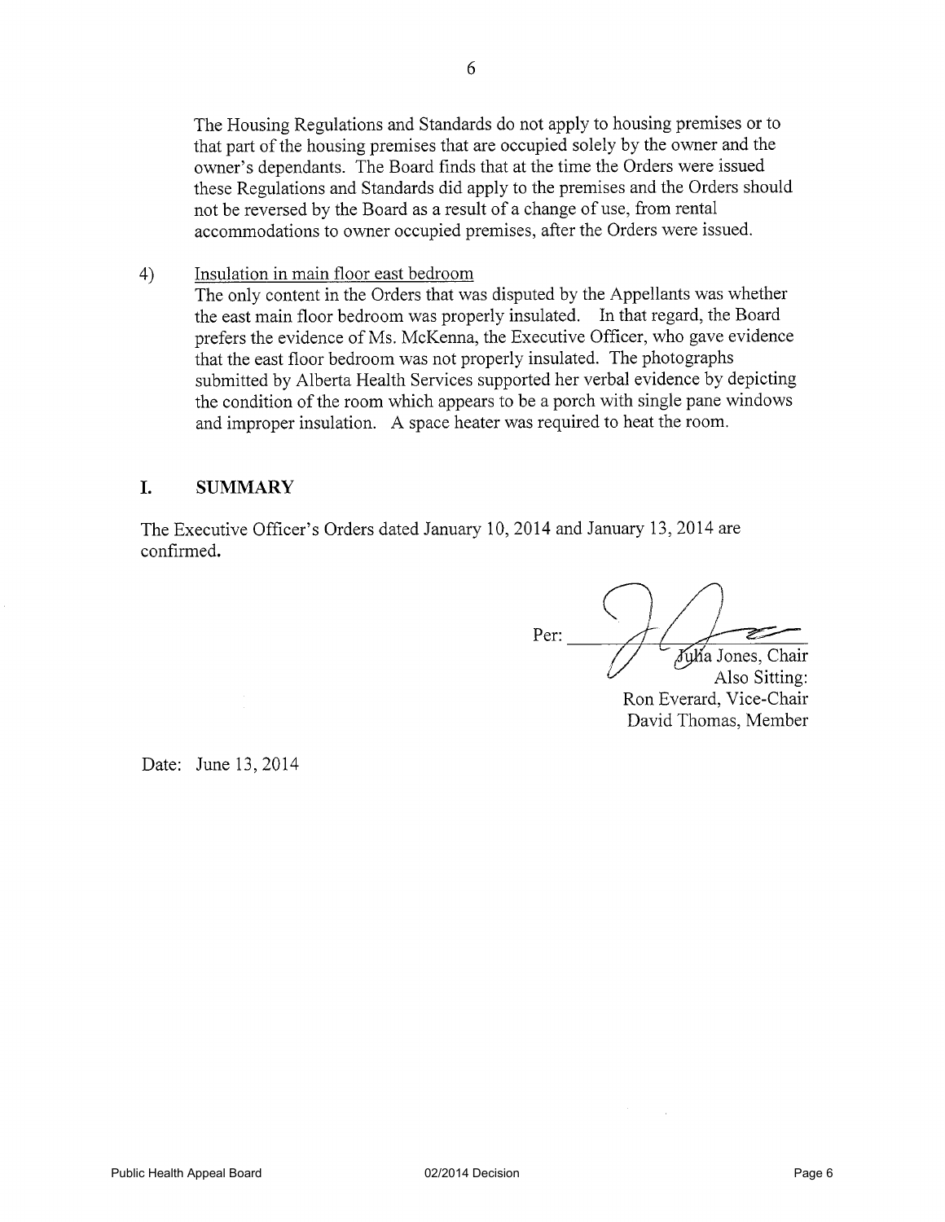The Housing Regulations and Standards do not apply to housing premises or to that part of the housing premises that are occupied solely by the owner and the owner's dependants. The Board finds that at the time the Orders were issued these Regulations and Standards did apply to the premises and the Orders should not be reversed by the Board as a result of a change of use, from rental accommodations to owner occupied premises, after the Orders were issued.

4) Insulation in main floor east bedroom

The only content in the Orders that was disputed by the Appellants was whether the east main floor bedroom was properly insulated. In that regard, the Board prefers the evidence of Ms. McKenna, the Executive Officer, who gave evidence that the east floor bedroom was not properly insulated. The photographs submitted by Alberta Health Services supported her verbal evidence by depicting the condition of the room which appears to be a porch with single pane windows and improper insulation. A space heater was required to heat the room.

## I. SUMMARY

The Executive Officer's Orders dated January 10, 2014 and January 13, 2014 are confirmed.

Per: ______________________
Julia Jones, Chair
Also Sitting:
Ron Everard, Vice-Chair
David Thomas, Member

Date: June 13, 2014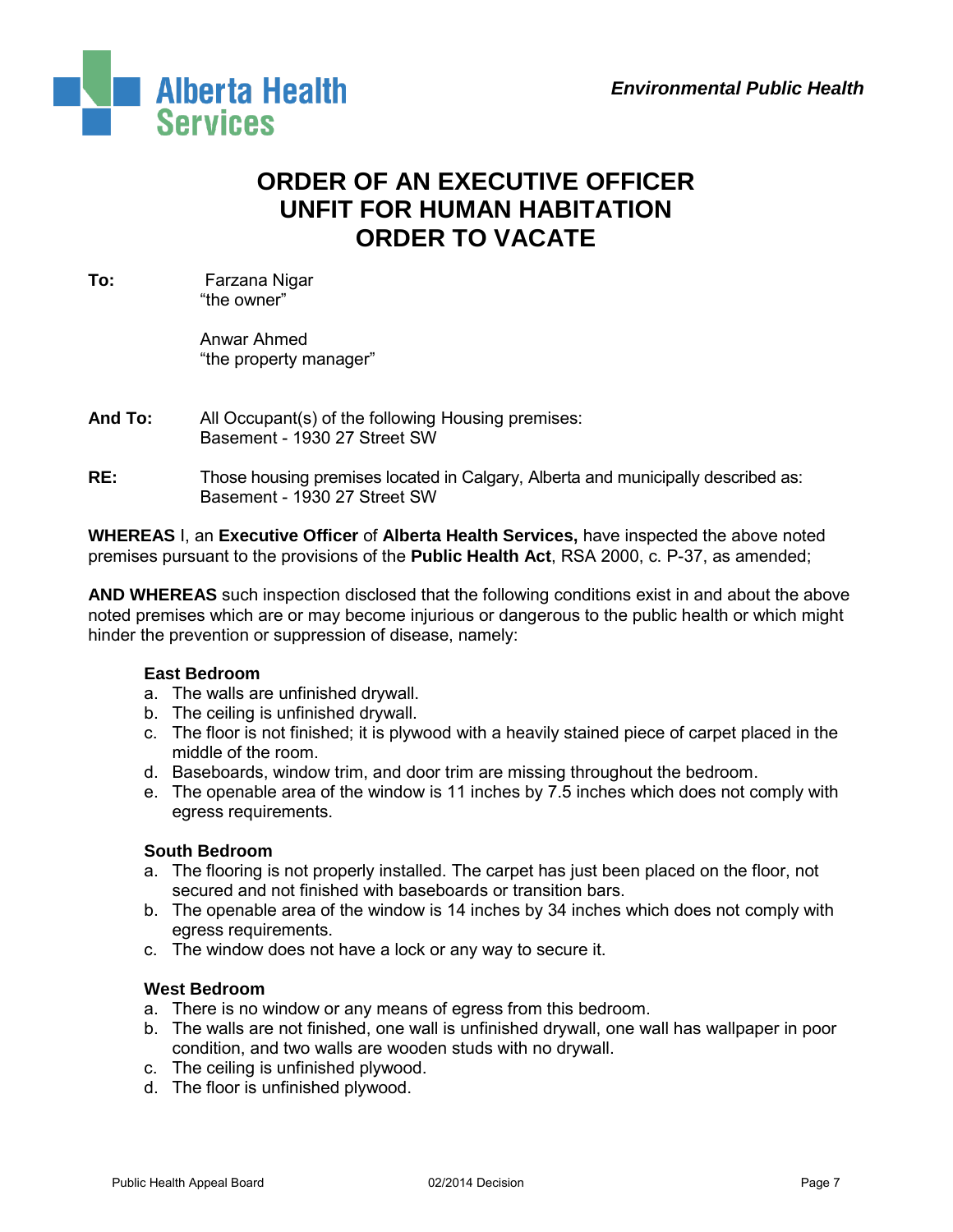Alberta Health Services

*Environmental Public Health*

# ORDER OF AN EXECUTIVE OFFICER
# UNFIT FOR HUMAN HABITATION
# ORDER TO VACATE

**To:** Farzana Nigar
"the owner"

Anwar Ahmed
"the property manager"

**And To:** All Occupant(s) of the following Housing premises:
Basement - 1930 27 Street SW

**RE:** Those housing premises located in Calgary, Alberta and municipally described as:
Basement - 1930 27 Street SW

**WHEREAS** I, an **Executive Officer** of **Alberta Health Services,** have inspected the above noted premises pursuant to the provisions of the **Public Health Act**, RSA 2000, c. P-37, as amended;

**AND WHEREAS** such inspection disclosed that the following conditions exist in and about the above noted premises which are or may become injurious or dangerous to the public health or which might hinder the prevention or suppression of disease, namely:

**East Bedroom**

a. The walls are unfinished drywall.
b. The ceiling is unfinished drywall.
c. The floor is not finished; it is plywood with a heavily stained piece of carpet placed in the middle of the room.
d. Baseboards, window trim, and door trim are missing throughout the bedroom.
e. The openable area of the window is 11 inches by 7.5 inches which does not comply with egress requirements.

**South Bedroom**

a. The flooring is not properly installed. The carpet has just been placed on the floor, not secured and not finished with baseboards or transition bars.
b. The openable area of the window is 14 inches by 34 inches which does not comply with egress requirements.
c. The window does not have a lock or any way to secure it.

**West Bedroom**

a. There is no window or any means of egress from this bedroom.
b. The walls are not finished, one wall is unfinished drywall, one wall has wallpaper in poor condition, and two walls are wooden studs with no drywall.
c. The ceiling is unfinished plywood.
d. The floor is unfinished plywood.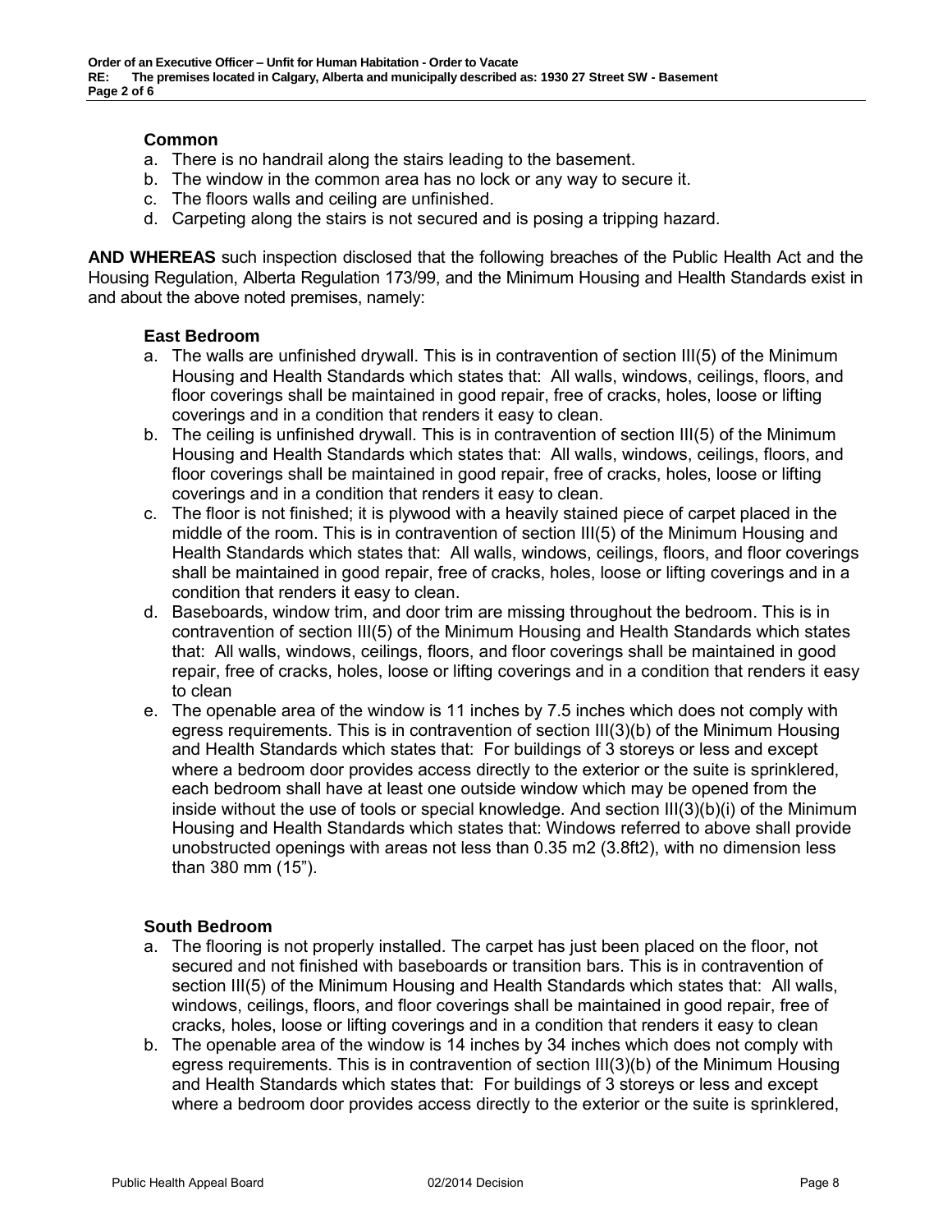### Common

a. There is no handrail along the stairs leading to the basement.
b. The window in the common area has no lock or any way to secure it.
c. The floors walls and ceiling are unfinished.
d. Carpeting along the stairs is not secured and is posing a tripping hazard.

**AND WHEREAS** such inspection disclosed that the following breaches of the Public Health Act and the Housing Regulation, Alberta Regulation 173/99, and the Minimum Housing and Health Standards exist in and about the above noted premises, namely:

### East Bedroom

a. The walls are unfinished drywall. This is in contravention of section III(5) of the Minimum Housing and Health Standards which states that: All walls, windows, ceilings, floors, and floor coverings shall be maintained in good repair, free of cracks, holes, loose or lifting coverings and in a condition that renders it easy to clean.
b. The ceiling is unfinished drywall. This is in contravention of section III(5) of the Minimum Housing and Health Standards which states that: All walls, windows, ceilings, floors, and floor coverings shall be maintained in good repair, free of cracks, holes, loose or lifting coverings and in a condition that renders it easy to clean.
c. The floor is not finished; it is plywood with a heavily stained piece of carpet placed in the middle of the room. This is in contravention of section III(5) of the Minimum Housing and Health Standards which states that: All walls, windows, ceilings, floors, and floor coverings shall be maintained in good repair, free of cracks, holes, loose or lifting coverings and in a condition that renders it easy to clean.
d. Baseboards, window trim, and door trim are missing throughout the bedroom. This is in contravention of section III(5) of the Minimum Housing and Health Standards which states that: All walls, windows, ceilings, floors, and floor coverings shall be maintained in good repair, free of cracks, holes, loose or lifting coverings and in a condition that renders it easy to clean
e. The openable area of the window is 11 inches by 7.5 inches which does not comply with egress requirements. This is in contravention of section III(3)(b) of the Minimum Housing and Health Standards which states that: For buildings of 3 storeys or less and except where a bedroom door provides access directly to the exterior or the suite is sprinklered, each bedroom shall have at least one outside window which may be opened from the inside without the use of tools or special knowledge. And section III(3)(b)(i) of the Minimum Housing and Health Standards which states that: Windows referred to above shall provide unobstructed openings with areas not less than 0.35 m2 (3.8ft2), with no dimension less than 380 mm (15").

### South Bedroom

a. The flooring is not properly installed. The carpet has just been placed on the floor, not secured and not finished with baseboards or transition bars. This is in contravention of section III(5) of the Minimum Housing and Health Standards which states that: All walls, windows, ceilings, floors, and floor coverings shall be maintained in good repair, free of cracks, holes, loose or lifting coverings and in a condition that renders it easy to clean
b. The openable area of the window is 14 inches by 34 inches which does not comply with egress requirements. This is in contravention of section III(3)(b) of the Minimum Housing and Health Standards which states that: For buildings of 3 storeys or less and except where a bedroom door provides access directly to the exterior or the suite is sprinklered,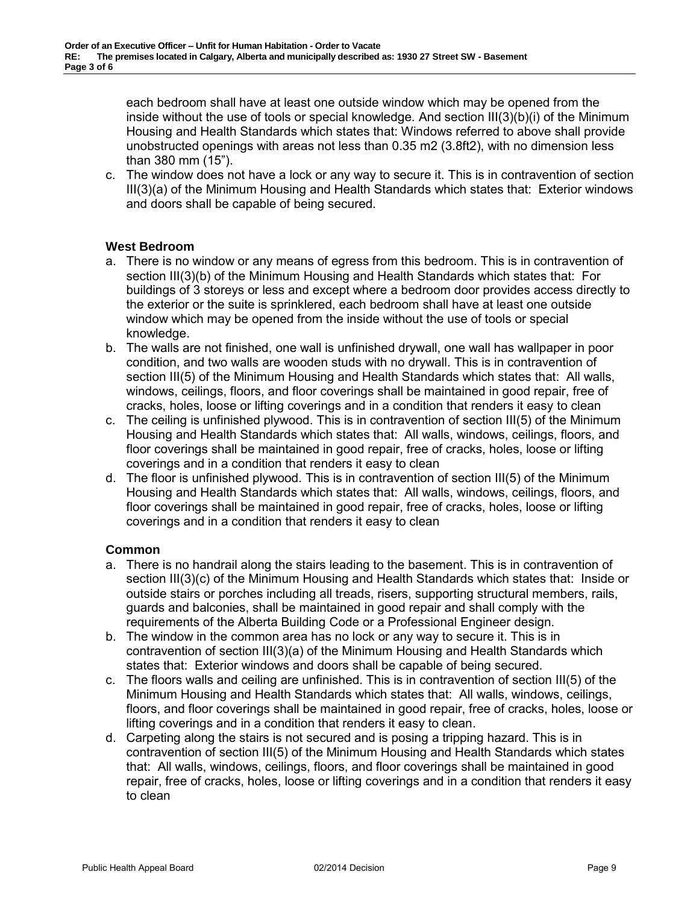each bedroom shall have at least one outside window which may be opened from the inside without the use of tools or special knowledge. And section III(3)(b)(i) of the Minimum Housing and Health Standards which states that: Windows referred to above shall provide unobstructed openings with areas not less than 0.35 m2 (3.8ft2), with no dimension less than 380 mm (15").

c. The window does not have a lock or any way to secure it. This is in contravention of section III(3)(a) of the Minimum Housing and Health Standards which states that: Exterior windows and doors shall be capable of being secured.

**West Bedroom**

a. There is no window or any means of egress from this bedroom. This is in contravention of section III(3)(b) of the Minimum Housing and Health Standards which states that: For buildings of 3 storeys or less and except where a bedroom door provides access directly to the exterior or the suite is sprinklered, each bedroom shall have at least one outside window which may be opened from the inside without the use of tools or special knowledge.
b. The walls are not finished, one wall is unfinished drywall, one wall has wallpaper in poor condition, and two walls are wooden studs with no drywall. This is in contravention of section III(5) of the Minimum Housing and Health Standards which states that: All walls, windows, ceilings, floors, and floor coverings shall be maintained in good repair, free of cracks, holes, loose or lifting coverings and in a condition that renders it easy to clean
c. The ceiling is unfinished plywood. This is in contravention of section III(5) of the Minimum Housing and Health Standards which states that: All walls, windows, ceilings, floors, and floor coverings shall be maintained in good repair, free of cracks, holes, loose or lifting coverings and in a condition that renders it easy to clean
d. The floor is unfinished plywood. This is in contravention of section III(5) of the Minimum Housing and Health Standards which states that: All walls, windows, ceilings, floors, and floor coverings shall be maintained in good repair, free of cracks, holes, loose or lifting coverings and in a condition that renders it easy to clean

**Common**

a. There is no handrail along the stairs leading to the basement. This is in contravention of section III(3)(c) of the Minimum Housing and Health Standards which states that: Inside or outside stairs or porches including all treads, risers, supporting structural members, rails, guards and balconies, shall be maintained in good repair and shall comply with the requirements of the Alberta Building Code or a Professional Engineer design.
b. The window in the common area has no lock or any way to secure it. This is in contravention of section III(3)(a) of the Minimum Housing and Health Standards which states that: Exterior windows and doors shall be capable of being secured.
c. The floors walls and ceiling are unfinished. This is in contravention of section III(5) of the Minimum Housing and Health Standards which states that: All walls, windows, ceilings, floors, and floor coverings shall be maintained in good repair, free of cracks, holes, loose or lifting coverings and in a condition that renders it easy to clean.
d. Carpeting along the stairs is not secured and is posing a tripping hazard. This is in contravention of section III(5) of the Minimum Housing and Health Standards which states that: All walls, windows, ceilings, floors, and floor coverings shall be maintained in good repair, free of cracks, holes, loose or lifting coverings and in a condition that renders it easy to clean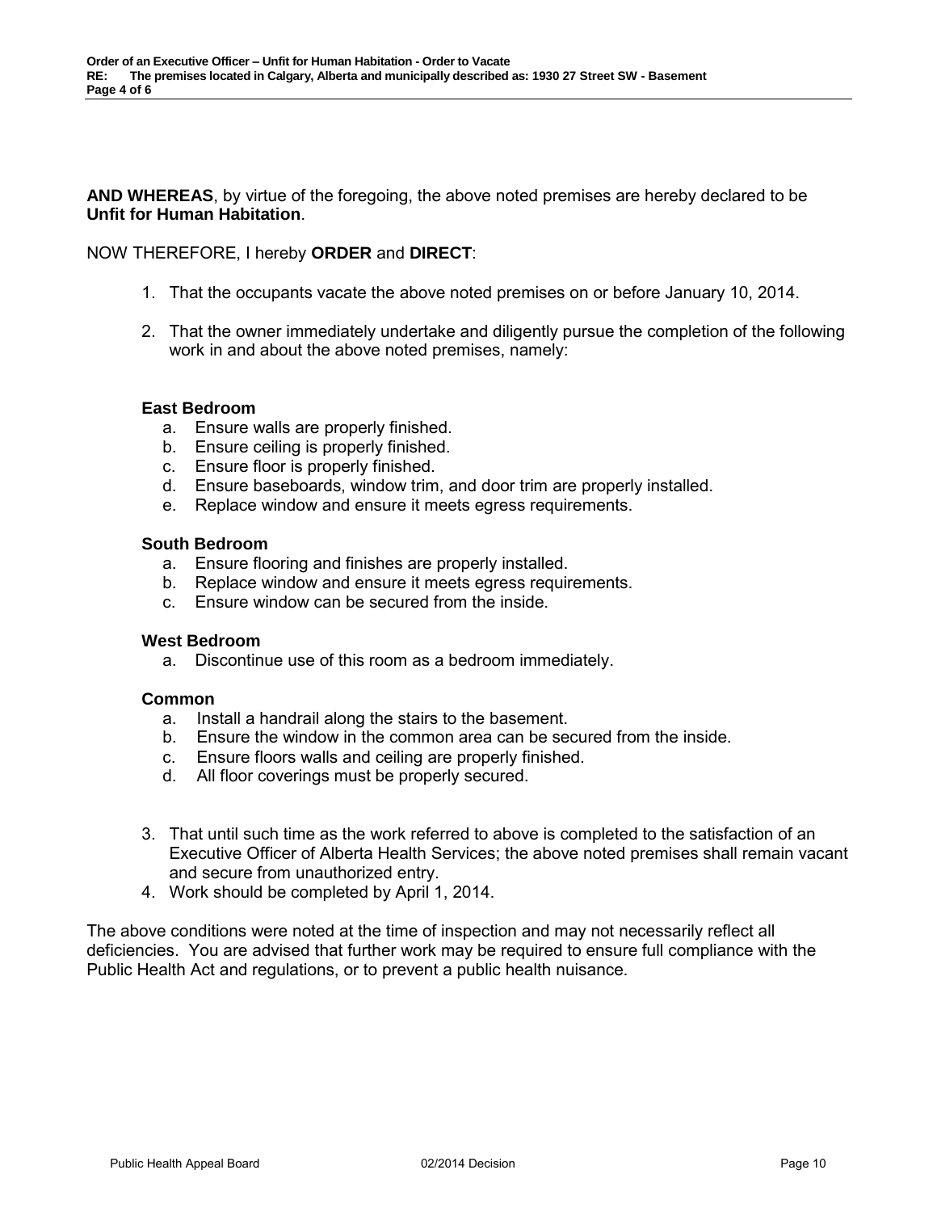**AND WHEREAS**, by virtue of the foregoing, the above noted premises are hereby declared to be **Unfit for Human Habitation**.

NOW THEREFORE, I hereby **ORDER** and **DIRECT**:

1. That the occupants vacate the above noted premises on or before January 10, 2014.

2. That the owner immediately undertake and diligently pursue the completion of the following work in and about the above noted premises, namely:

**East Bedroom**

a. Ensure walls are properly finished.
b. Ensure ceiling is properly finished.
c. Ensure floor is properly finished.
d. Ensure baseboards, window trim, and door trim are properly installed.
e. Replace window and ensure it meets egress requirements.

**South Bedroom**

a. Ensure flooring and finishes are properly installed.
b. Replace window and ensure it meets egress requirements.
c. Ensure window can be secured from the inside.

**West Bedroom**

a. Discontinue use of this room as a bedroom immediately.

**Common**

a. Install a handrail along the stairs to the basement.
b. Ensure the window in the common area can be secured from the inside.
c. Ensure floors walls and ceiling are properly finished.
d. All floor coverings must be properly secured.

3. That until such time as the work referred to above is completed to the satisfaction of an Executive Officer of Alberta Health Services; the above noted premises shall remain vacant and secure from unauthorized entry.
4. Work should be completed by April 1, 2014.

The above conditions were noted at the time of inspection and may not necessarily reflect all deficiencies. You are advised that further work may be required to ensure full compliance with the Public Health Act and regulations, or to prevent a public health nuisance.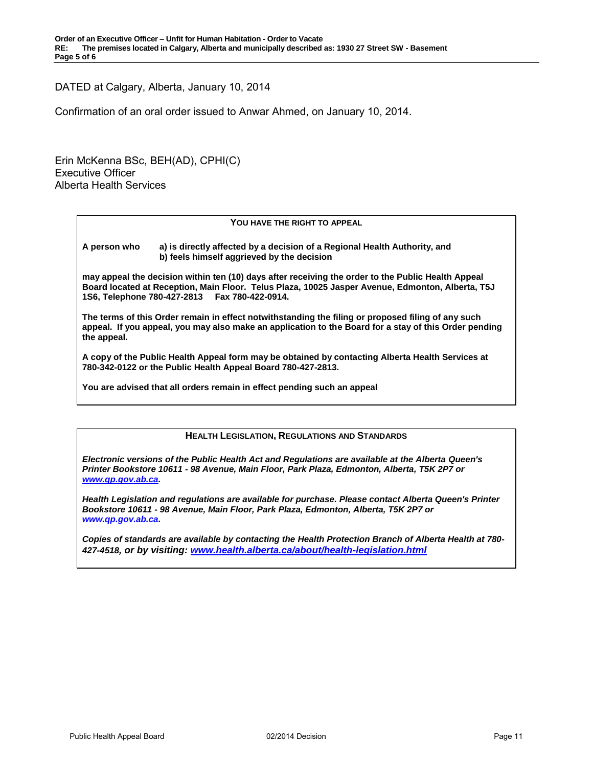DATED at Calgary, Alberta, January 10, 2014

Confirmation of an oral order issued to Anwar Ahmed, on January 10, 2014.

Erin McKenna BSc, BEH(AD), CPHI(C)
Executive Officer
Alberta Health Services

**YOU HAVE THE RIGHT TO APPEAL**

**A person who a) is directly affected by a decision of a Regional Health Authority, and b) feels himself aggrieved by the decision**

**may appeal the decision within ten (10) days after receiving the order to the Public Health Appeal Board located at Reception, Main Floor. Telus Plaza, 10025 Jasper Avenue, Edmonton, Alberta, T5J 1S6, Telephone 780-427-2813 Fax 780-422-0914.**

**The terms of this Order remain in effect notwithstanding the filing or proposed filing of any such appeal. If you appeal, you may also make an application to the Board for a stay of this Order pending the appeal.**

**A copy of the Public Health Appeal form may be obtained by contacting Alberta Health Services at 780-342-0122 or the Public Health Appeal Board 780-427-2813.**

**You are advised that all orders remain in effect pending such an appeal**

**HEALTH LEGISLATION, REGULATIONS AND STANDARDS**

***Electronic versions of the Public Health Act and Regulations are available at the Alberta Queen's Printer Bookstore 10611 - 98 Avenue, Main Floor, Park Plaza, Edmonton, Alberta, T5K 2P7 or www.qp.gov.ab.ca.***

***Health Legislation and regulations are available for purchase. Please contact Alberta Queen's Printer Bookstore 10611 - 98 Avenue, Main Floor, Park Plaza, Edmonton, Alberta, T5K 2P7 or www.qp.gov.ab.ca.***

***Copies of standards are available by contacting the Health Protection Branch of Alberta Health at 780-427-4518, or by visiting: www.health.alberta.ca/about/health-legislation.html***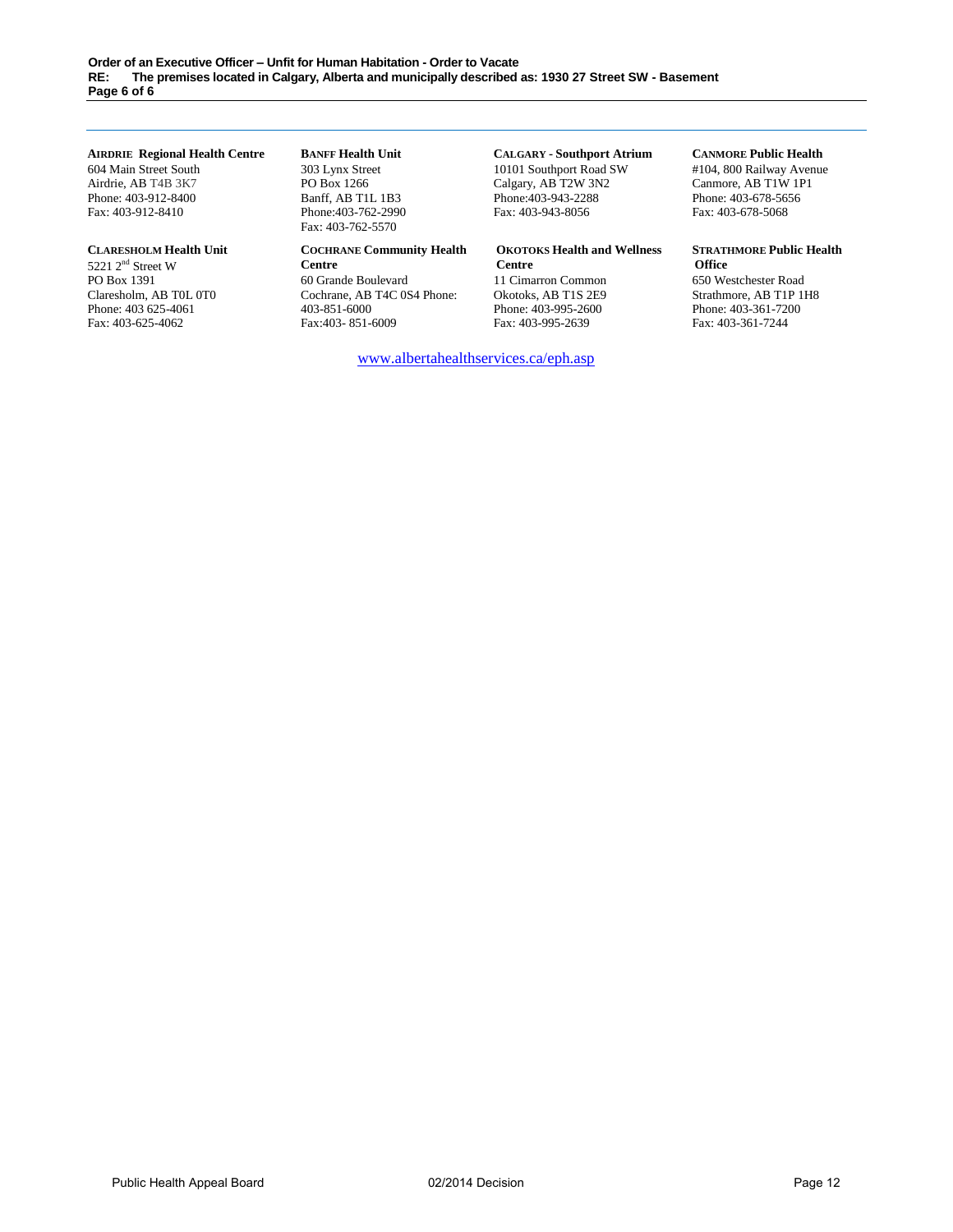**AIRDRIE Regional Health Centre**
604 Main Street South
Airdrie, AB T4B 3K7
Phone: 403-912-8400
Fax: 403-912-8410

**BANFF Health Unit**
303 Lynx Street
PO Box 1266
Banff, AB T1L 1B3
Phone:403-762-2990
Fax: 403-762-5570

**CALGARY - Southport Atrium**
10101 Southport Road SW
Calgary, AB T2W 3N2
Phone:403-943-2288
Fax: 403-943-8056

**CANMORE Public Health**
#104, 800 Railway Avenue
Canmore, AB T1W 1P1
Phone: 403-678-5656
Fax: 403-678-5068

**CLARESHOLM Health Unit**
5221 2nd Street W
PO Box 1391
Claresholm, AB T0L 0T0
Phone: 403 625-4061
Fax: 403-625-4062

**COCHRANE Community Health Centre**
60 Grande Boulevard
Cochrane, AB T4C 0S4 Phone: 403-851-6000
Fax:403- 851-6009

**OKOTOKS Health and Wellness Centre**
11 Cimarron Common
Okotoks, AB T1S 2E9
Phone: 403-995-2600
Fax: 403-995-2639

**STRATHMORE Public Health Office**
650 Westchester Road
Strathmore, AB T1P 1H8
Phone: 403-361-7200
Fax: 403-361-7244

www.albertahealthservices.ca/eph.asp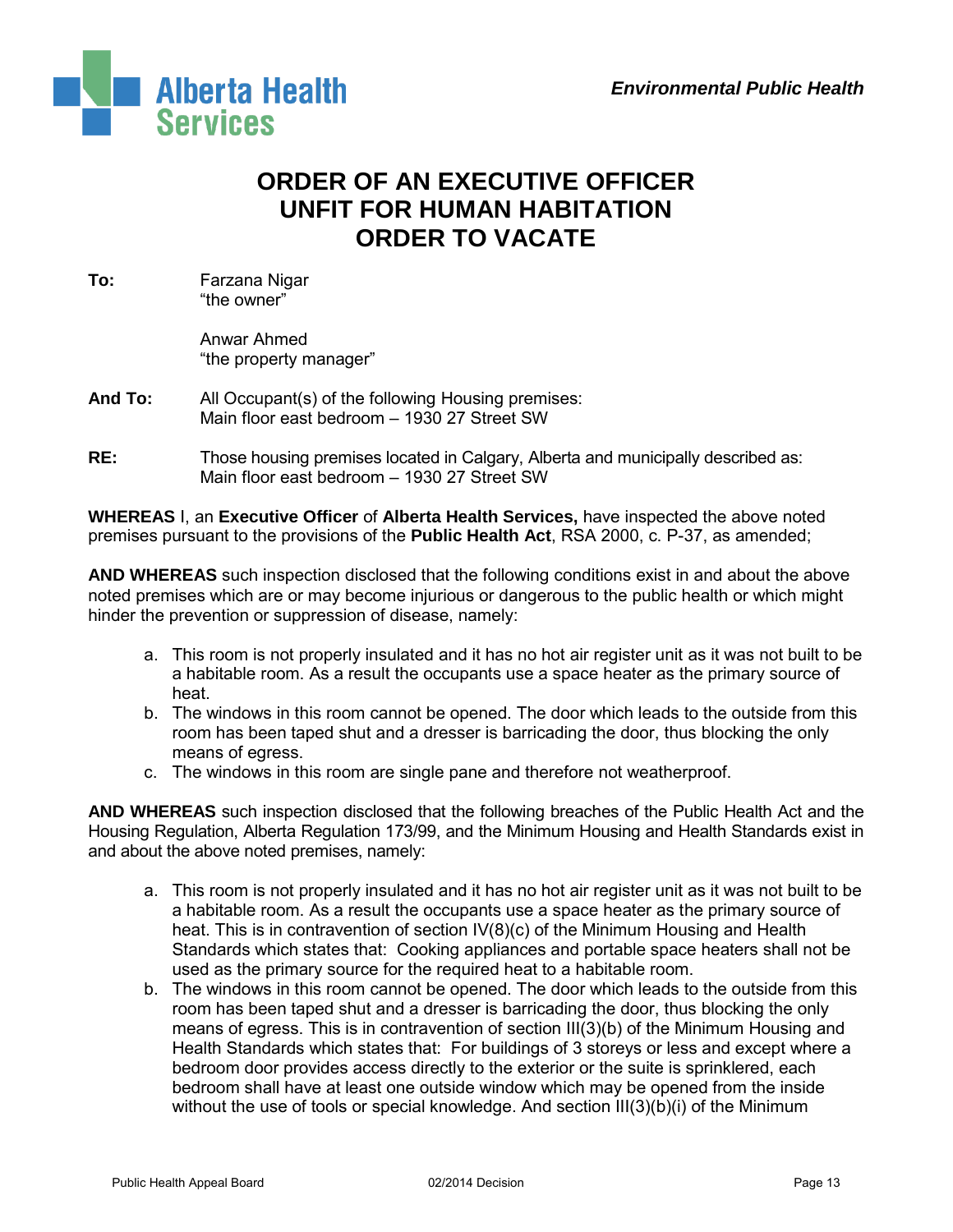Alberta Health Services

*Environmental Public Health*

# ORDER OF AN EXECUTIVE OFFICER
# UNFIT FOR HUMAN HABITATION
# ORDER TO VACATE

**To:** Farzana Nigar
"the owner"

Anwar Ahmed
"the property manager"

**And To:** All Occupant(s) of the following Housing premises:
Main floor east bedroom – 1930 27 Street SW

**RE:** Those housing premises located in Calgary, Alberta and municipally described as:
Main floor east bedroom – 1930 27 Street SW

**WHEREAS** I, an **Executive Officer** of **Alberta Health Services,** have inspected the above noted premises pursuant to the provisions of the **Public Health Act**, RSA 2000, c. P-37, as amended;

**AND WHEREAS** such inspection disclosed that the following conditions exist in and about the above noted premises which are or may become injurious or dangerous to the public health or which might hinder the prevention or suppression of disease, namely:

a. This room is not properly insulated and it has no hot air register unit as it was not built to be a habitable room. As a result the occupants use a space heater as the primary source of heat.
b. The windows in this room cannot be opened. The door which leads to the outside from this room has been taped shut and a dresser is barricading the door, thus blocking the only means of egress.
c. The windows in this room are single pane and therefore not weatherproof.

**AND WHEREAS** such inspection disclosed that the following breaches of the Public Health Act and the Housing Regulation, Alberta Regulation 173/99, and the Minimum Housing and Health Standards exist in and about the above noted premises, namely:

a. This room is not properly insulated and it has no hot air register unit as it was not built to be a habitable room. As a result the occupants use a space heater as the primary source of heat. This is in contravention of section IV(8)(c) of the Minimum Housing and Health Standards which states that: Cooking appliances and portable space heaters shall not be used as the primary source for the required heat to a habitable room.
b. The windows in this room cannot be opened. The door which leads to the outside from this room has been taped shut and a dresser is barricading the door, thus blocking the only means of egress. This is in contravention of section III(3)(b) of the Minimum Housing and Health Standards which states that: For buildings of 3 storeys or less and except where a bedroom door provides access directly to the exterior or the suite is sprinklered, each bedroom shall have at least one outside window which may be opened from the inside without the use of tools or special knowledge. And section III(3)(b)(i) of the Minimum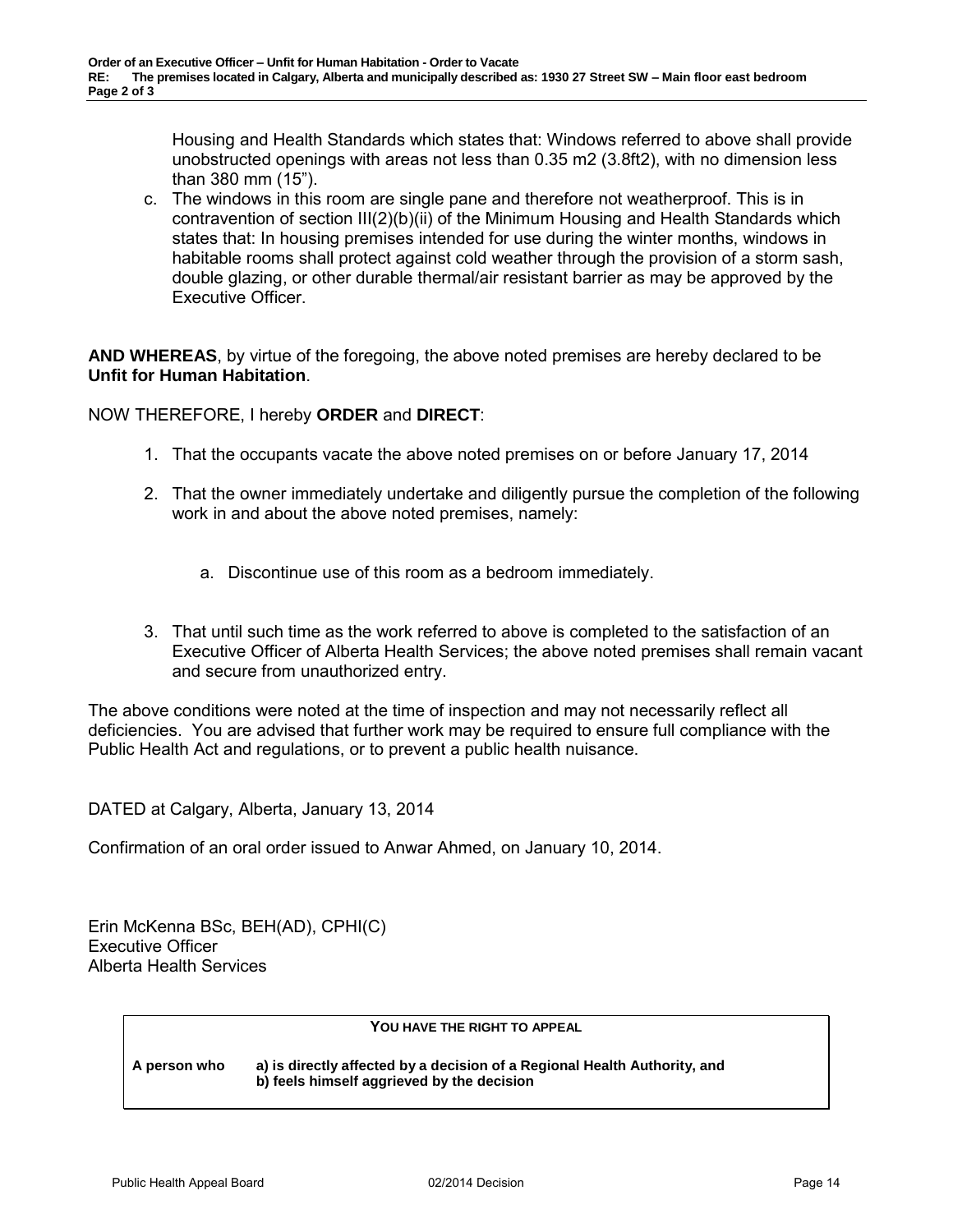Housing and Health Standards which states that: Windows referred to above shall provide unobstructed openings with areas not less than 0.35 m2 (3.8ft2), with no dimension less than 380 mm (15").

c. The windows in this room are single pane and therefore not weatherproof. This is in contravention of section III(2)(b)(ii) of the Minimum Housing and Health Standards which states that: In housing premises intended for use during the winter months, windows in habitable rooms shall protect against cold weather through the provision of a storm sash, double glazing, or other durable thermal/air resistant barrier as may be approved by the Executive Officer.

**AND WHEREAS**, by virtue of the foregoing, the above noted premises are hereby declared to be **Unfit for Human Habitation**.

NOW THEREFORE, I hereby **ORDER** and **DIRECT**:

1. That the occupants vacate the above noted premises on or before January 17, 2014

2. That the owner immediately undertake and diligently pursue the completion of the following work in and about the above noted premises, namely:

   a. Discontinue use of this room as a bedroom immediately.

3. That until such time as the work referred to above is completed to the satisfaction of an Executive Officer of Alberta Health Services; the above noted premises shall remain vacant and secure from unauthorized entry.

The above conditions were noted at the time of inspection and may not necessarily reflect all deficiencies. You are advised that further work may be required to ensure full compliance with the Public Health Act and regulations, or to prevent a public health nuisance.

DATED at Calgary, Alberta, January 13, 2014

Confirmation of an oral order issued to Anwar Ahmed, on January 10, 2014.

Erin McKenna BSc, BEH(AD), CPHI(C)
Executive Officer
Alberta Health Services

**YOU HAVE THE RIGHT TO APPEAL**

**A person who** **a) is directly affected by a decision of a Regional Health Authority, and**
**b) feels himself aggrieved by the decision**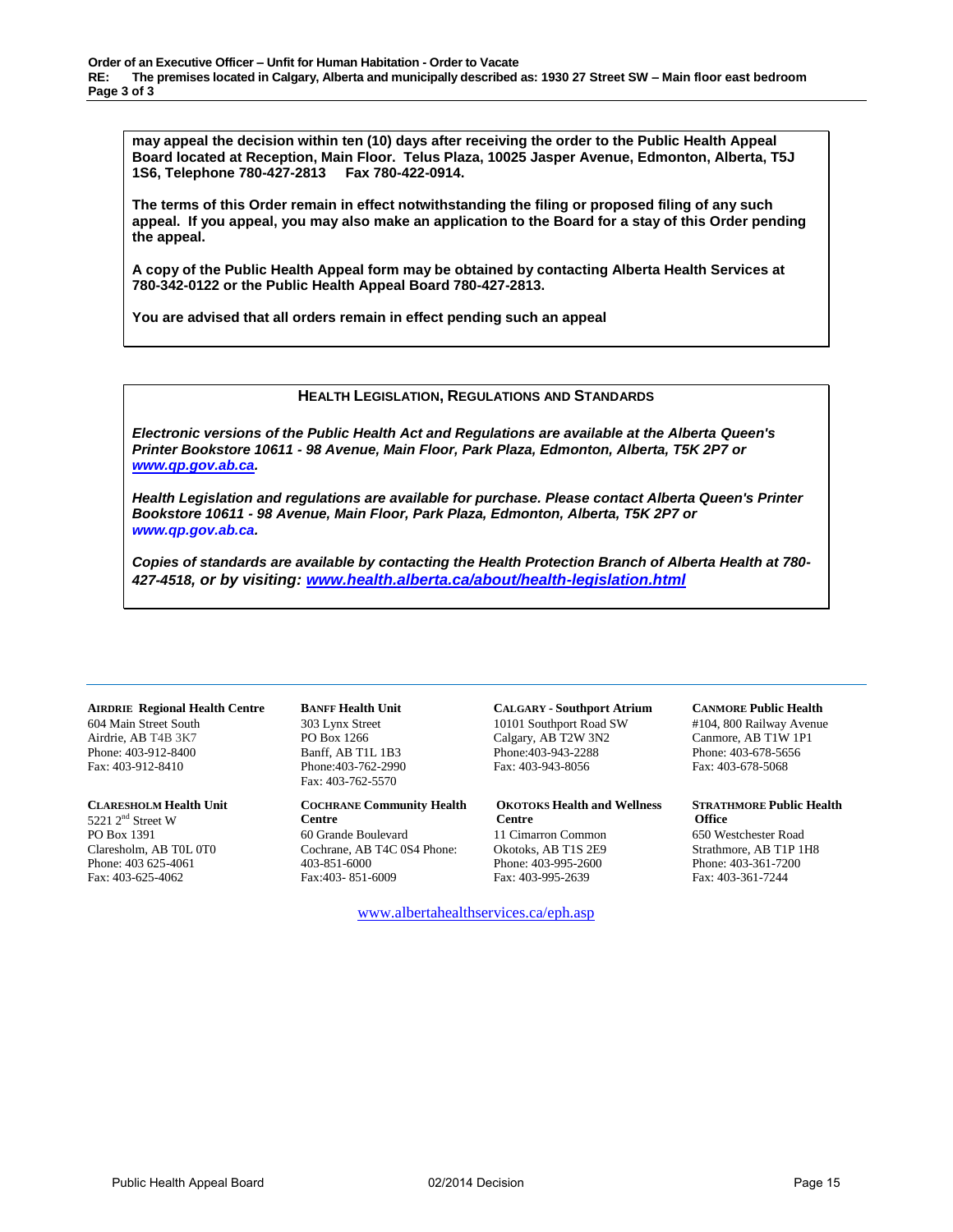**may appeal the decision within ten (10) days after receiving the order to the Public Health Appeal Board located at Reception, Main Floor. Telus Plaza, 10025 Jasper Avenue, Edmonton, Alberta, T5J 1S6, Telephone 780-427-2813 Fax 780-422-0914.**

**The terms of this Order remain in effect notwithstanding the filing or proposed filing of any such appeal. If you appeal, you may also make an application to the Board for a stay of this Order pending the appeal.**

**A copy of the Public Health Appeal form may be obtained by contacting Alberta Health Services at 780-342-0122 or the Public Health Appeal Board 780-427-2813.**

**You are advised that all orders remain in effect pending such an appeal**

### HEALTH LEGISLATION, REGULATIONS AND STANDARDS

***Electronic versions of the Public Health Act and Regulations are available at the Alberta Queen's Printer Bookstore 10611 - 98 Avenue, Main Floor, Park Plaza, Edmonton, Alberta, T5K 2P7 or www.qp.gov.ab.ca.***

***Health Legislation and regulations are available for purchase. Please contact Alberta Queen's Printer Bookstore 10611 - 98 Avenue, Main Floor, Park Plaza, Edmonton, Alberta, T5K 2P7 or www.qp.gov.ab.ca.***

***Copies of standards are available by contacting the Health Protection Branch of Alberta Health at 780-427-4518, or by visiting: www.health.alberta.ca/about/health-legislation.html***

**AIRDRIE Regional Health Centre**
604 Main Street South
Airdrie, AB T4B 3K7
Phone: 403-912-8400
Fax: 403-912-8410

**BANFF Health Unit**
303 Lynx Street
PO Box 1266
Banff, AB T1L 1B3
Phone:403-762-2990
Fax: 403-762-5570

**CALGARY - Southport Atrium**
10101 Southport Road SW
Calgary, AB T2W 3N2
Phone:403-943-2288
Fax: 403-943-8056

**CANMORE Public Health**
#104, 800 Railway Avenue
Canmore, AB T1W 1P1
Phone: 403-678-5656
Fax: 403-678-5068

**CLARESHOLM Health Unit**
5221 2nd Street W
PO Box 1391
Claresholm, AB T0L 0T0
Phone: 403 625-4061
Fax: 403-625-4062

**COCHRANE Community Health Centre**
60 Grande Boulevard
Cochrane, AB T4C 0S4 Phone: 403-851-6000
Fax:403- 851-6009

**OKOTOKS Health and Wellness Centre**
11 Cimarron Common
Okotoks, AB T1S 2E9
Phone: 403-995-2600
Fax: 403-995-2639

**STRATHMORE Public Health Office**
650 Westchester Road
Strathmore, AB T1P 1H8
Phone: 403-361-7200
Fax: 403-361-7244

www.albertahealthservices.ca/eph.asp